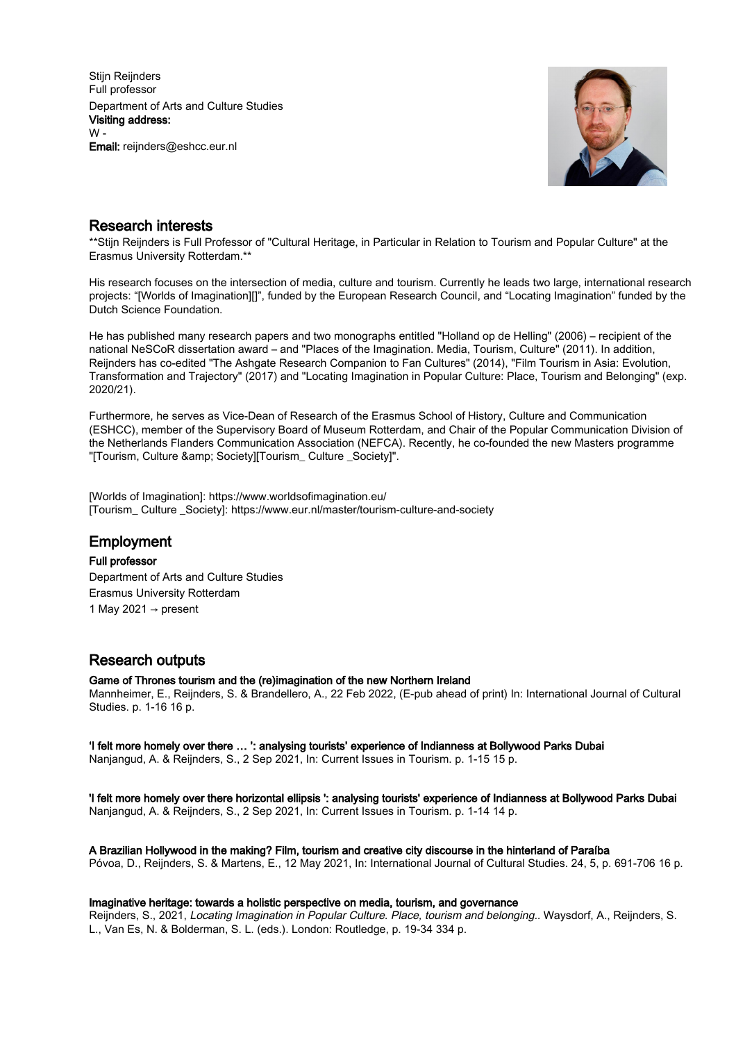Stijn Reijnders
Full professor
Department of Arts and Culture Studies
**Visiting address:**
W -
**Email:** reijnders@eshcc.eur.nl

## Research interests

**Stijn Reijnders is Full Professor of "Cultural Heritage, in Particular in Relation to Tourism and Popular Culture" at the Erasmus University Rotterdam.**

His research focuses on the intersection of media, culture and tourism. Currently he leads two large, international research projects: "[Worlds of Imagination][]", funded by the European Research Council, and "Locating Imagination" funded by the Dutch Science Foundation.

He has published many research papers and two monographs entitled "Holland op de Helling" (2006) – recipient of the national NeSCoR dissertation award – and "Places of the Imagination. Media, Tourism, Culture" (2011). In addition, Reijnders has co-edited "The Ashgate Research Companion to Fan Cultures" (2014), "Film Tourism in Asia: Evolution, Transformation and Trajectory" (2017) and "Locating Imagination in Popular Culture: Place, Tourism and Belonging" (exp. 2020/21).

Furthermore, he serves as Vice-Dean of Research of the Erasmus School of History, Culture and Communication (ESHCC), member of the Supervisory Board of Museum Rotterdam, and Chair of the Popular Communication Division of the Netherlands Flanders Communication Association (NEFCA). Recently, he co-founded the new Masters programme "[Tourism, Culture &amp; Society][Tourism_ Culture _Society]".

[Worlds of Imagination]: https://www.worldsofimagination.eu/
[Tourism_ Culture _Society]: https://www.eur.nl/master/tourism-culture-and-society

## Employment

**Full professor**
Department of Arts and Culture Studies
Erasmus University Rotterdam
1 May 2021 → present

## Research outputs

**Game of Thrones tourism and the (re)imagination of the new Northern Ireland**
Mannheimer, E., Reijnders, S. & Brandellero, A., 22 Feb 2022, (E-pub ahead of print) In: International Journal of Cultural Studies. p. 1-16 16 p.

**'I felt more homely over there … ': analysing tourists' experience of Indianness at Bollywood Parks Dubai**
Nanjangud, A. & Reijnders, S., 2 Sep 2021, In: Current Issues in Tourism. p. 1-15 15 p.

**'I felt more homely over there horizontal ellipsis ': analysing tourists' experience of Indianness at Bollywood Parks Dubai**
Nanjangud, A. & Reijnders, S., 2 Sep 2021, In: Current Issues in Tourism. p. 1-14 14 p.

**A Brazilian Hollywood in the making? Film, tourism and creative city discourse in the hinterland of Paraíba**
Póvoa, D., Reijnders, S. & Martens, E., 12 May 2021, In: International Journal of Cultural Studies. 24, 5, p. 691-706 16 p.

**Imaginative heritage: towards a holistic perspective on media, tourism, and governance**
Reijnders, S., 2021, *Locating Imagination in Popular Culture. Place, tourism and belonging..* Waysdorf, A., Reijnders, S. L., Van Es, N. & Bolderman, S. L. (eds.). London: Routledge, p. 19-34 334 p.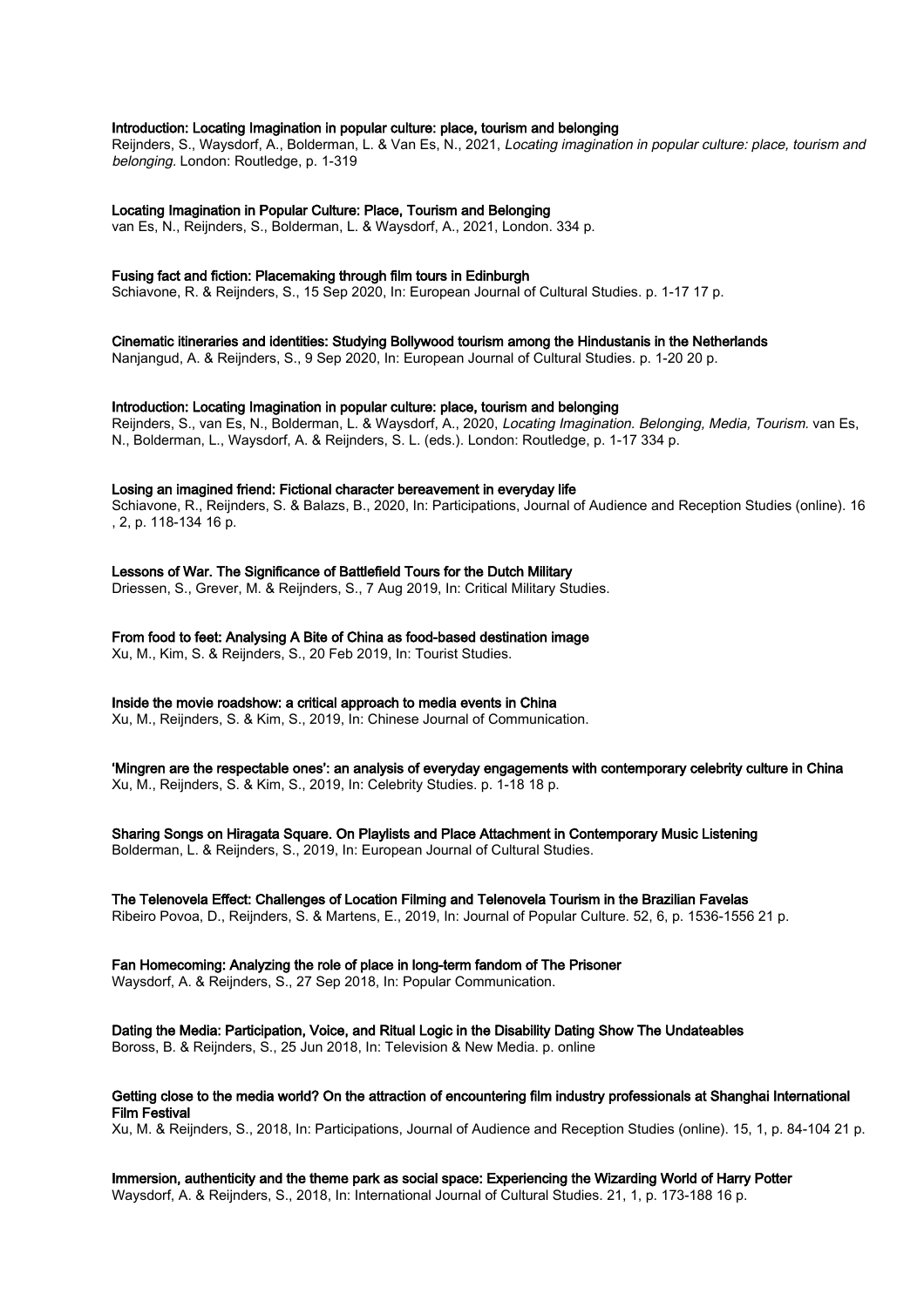**Introduction: Locating Imagination in popular culture: place, tourism and belonging**
Reijnders, S., Waysdorf, A., Bolderman, L. & Van Es, N., 2021, *Locating imagination in popular culture: place, tourism and belonging.* London: Routledge, p. 1-319

**Locating Imagination in Popular Culture: Place, Tourism and Belonging**
van Es, N., Reijnders, S., Bolderman, L. & Waysdorf, A., 2021, London. 334 p.

**Fusing fact and fiction: Placemaking through film tours in Edinburgh**
Schiavone, R. & Reijnders, S., 15 Sep 2020, In: European Journal of Cultural Studies. p. 1-17 17 p.

**Cinematic itineraries and identities: Studying Bollywood tourism among the Hindustanis in the Netherlands**
Nanjangud, A. & Reijnders, S., 9 Sep 2020, In: European Journal of Cultural Studies. p. 1-20 20 p.

**Introduction: Locating Imagination in popular culture: place, tourism and belonging**
Reijnders, S., van Es, N., Bolderman, L. & Waysdorf, A., 2020, *Locating Imagination. Belonging, Media, Tourism.* van Es, N., Bolderman, L., Waysdorf, A. & Reijnders, S. L. (eds.). London: Routledge, p. 1-17 334 p.

**Losing an imagined friend: Fictional character bereavement in everyday life**
Schiavone, R., Reijnders, S. & Balazs, B., 2020, In: Participations, Journal of Audience and Reception Studies (online). 16 , 2, p. 118-134 16 p.

**Lessons of War. The Significance of Battlefield Tours for the Dutch Military**
Driessen, S., Grever, M. & Reijnders, S., 7 Aug 2019, In: Critical Military Studies.

**From food to feet: Analysing A Bite of China as food-based destination image**
Xu, M., Kim, S. & Reijnders, S., 20 Feb 2019, In: Tourist Studies.

**Inside the movie roadshow: a critical approach to media events in China**
Xu, M., Reijnders, S. & Kim, S., 2019, In: Chinese Journal of Communication.

**'Mingren are the respectable ones': an analysis of everyday engagements with contemporary celebrity culture in China**
Xu, M., Reijnders, S. & Kim, S., 2019, In: Celebrity Studies. p. 1-18 18 p.

**Sharing Songs on Hiragata Square. On Playlists and Place Attachment in Contemporary Music Listening**
Bolderman, L. & Reijnders, S., 2019, In: European Journal of Cultural Studies.

**The Telenovela Effect: Challenges of Location Filming and Telenovela Tourism in the Brazilian Favelas**
Ribeiro Povoa, D., Reijnders, S. & Martens, E., 2019, In: Journal of Popular Culture. 52, 6, p. 1536-1556 21 p.

**Fan Homecoming: Analyzing the role of place in long-term fandom of The Prisoner**
Waysdorf, A. & Reijnders, S., 27 Sep 2018, In: Popular Communication.

**Dating the Media: Participation, Voice, and Ritual Logic in the Disability Dating Show The Undateables**
Boross, B. & Reijnders, S., 25 Jun 2018, In: Television & New Media. p. online

**Getting close to the media world? On the attraction of encountering film industry professionals at Shanghai International Film Festival**
Xu, M. & Reijnders, S., 2018, In: Participations, Journal of Audience and Reception Studies (online). 15, 1, p. 84-104 21 p.

**Immersion, authenticity and the theme park as social space: Experiencing the Wizarding World of Harry Potter**
Waysdorf, A. & Reijnders, S., 2018, In: International Journal of Cultural Studies. 21, 1, p. 173-188 16 p.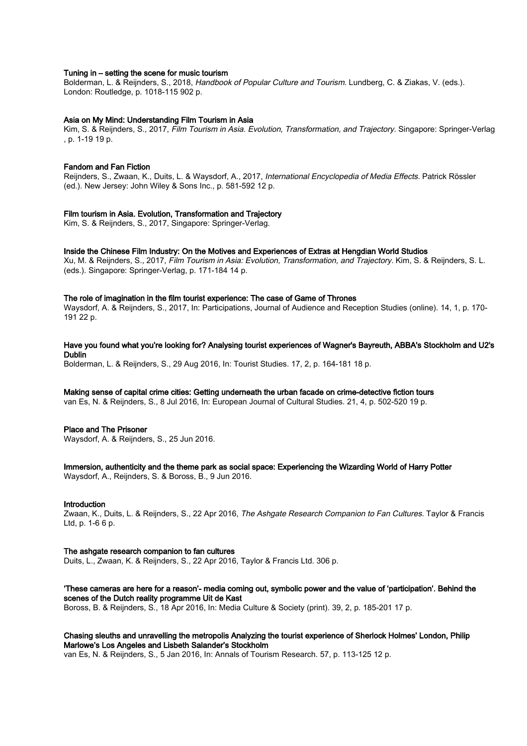**Tuning in – setting the scene for music tourism**
Bolderman, L. & Reijnders, S., 2018, *Handbook of Popular Culture and Tourism.* Lundberg, C. & Ziakas, V. (eds.). London: Routledge, p. 1018-115 902 p.

**Asia on My Mind: Understanding Film Tourism in Asia**
Kim, S. & Reijnders, S., 2017, *Film Tourism in Asia. Evolution, Transformation, and Trajectory.* Singapore: Springer-Verlag , p. 1-19 19 p.

**Fandom and Fan Fiction**
Reijnders, S., Zwaan, K., Duits, L. & Waysdorf, A., 2017, *International Encyclopedia of Media Effects.* Patrick Rössler (ed.). New Jersey: John Wiley & Sons Inc., p. 581-592 12 p.

**Film tourism in Asia. Evolution, Transformation and Trajectory**
Kim, S. & Reijnders, S., 2017, Singapore: Springer-Verlag.

**Inside the Chinese Film Industry: On the Motives and Experiences of Extras at Hengdian World Studios**
Xu, M. & Reijnders, S., 2017, *Film Tourism in Asia: Evolution, Transformation, and Trajectory.* Kim, S. & Reijnders, S. L. (eds.). Singapore: Springer-Verlag, p. 171-184 14 p.

**The role of imagination in the film tourist experience: The case of Game of Thrones**
Waysdorf, A. & Reijnders, S., 2017, In: Participations, Journal of Audience and Reception Studies (online). 14, 1, p. 170-191 22 p.

**Have you found what you're looking for? Analysing tourist experiences of Wagner's Bayreuth, ABBA's Stockholm and U2's Dublin**
Bolderman, L. & Reijnders, S., 29 Aug 2016, In: Tourist Studies. 17, 2, p. 164-181 18 p.

**Making sense of capital crime cities: Getting underneath the urban facade on crime-detective fiction tours**
van Es, N. & Reijnders, S., 8 Jul 2016, In: European Journal of Cultural Studies. 21, 4, p. 502-520 19 p.

**Place and The Prisoner**
Waysdorf, A. & Reijnders, S., 25 Jun 2016.

**Immersion, authenticity and the theme park as social space: Experiencing the Wizarding World of Harry Potter**
Waysdorf, A., Reijnders, S. & Boross, B., 9 Jun 2016.

**Introduction**
Zwaan, K., Duits, L. & Reijnders, S., 22 Apr 2016, *The Ashgate Research Companion to Fan Cultures.* Taylor & Francis Ltd, p. 1-6 6 p.

**The ashgate research companion to fan cultures**
Duits, L., Zwaan, K. & Reijnders, S., 22 Apr 2016, Taylor & Francis Ltd. 306 p.

**'These cameras are here for a reason'- media coming out, symbolic power and the value of 'participation'. Behind the scenes of the Dutch reality programme Uit de Kast**
Boross, B. & Reijnders, S., 18 Apr 2016, In: Media Culture & Society (print). 39, 2, p. 185-201 17 p.

**Chasing sleuths and unravelling the metropolis Analyzing the tourist experience of Sherlock Holmes' London, Philip Marlowe's Los Angeles and Lisbeth Salander's Stockholm**
van Es, N. & Reijnders, S., 5 Jan 2016, In: Annals of Tourism Research. 57, p. 113-125 12 p.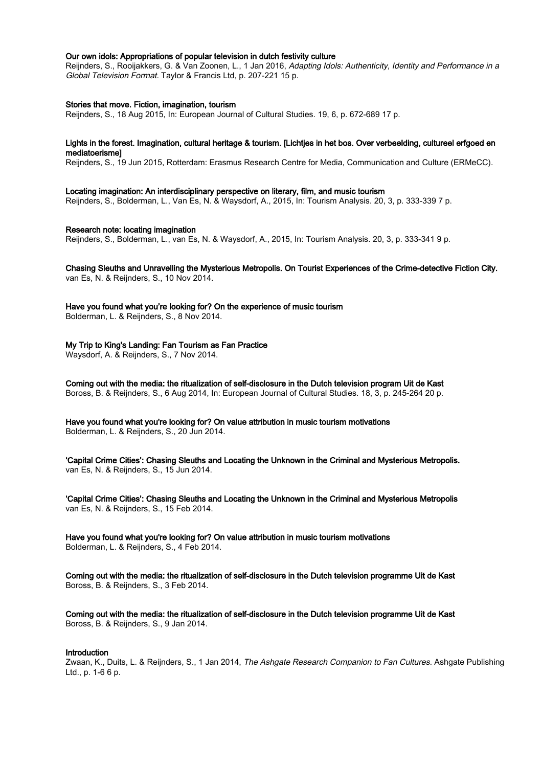**Our own idols: Appropriations of popular television in dutch festivity culture**
Reijnders, S., Rooijakkers, G. & Van Zoonen, L., 1 Jan 2016, *Adapting Idols: Authenticity, Identity and Performance in a Global Television Format.* Taylor & Francis Ltd, p. 207-221 15 p.

**Stories that move. Fiction, imagination, tourism**
Reijnders, S., 18 Aug 2015, In: European Journal of Cultural Studies. 19, 6, p. 672-689 17 p.

**Lights in the forest. Imagination, cultural heritage & tourism. [Lichtjes in het bos. Over verbeelding, cultureel erfgoed en mediatoerisme]**
Reijnders, S., 19 Jun 2015, Rotterdam: Erasmus Research Centre for Media, Communication and Culture (ERMeCC).

**Locating imagination: An interdisciplinary perspective on literary, film, and music tourism**
Reijnders, S., Bolderman, L., Van Es, N. & Waysdorf, A., 2015, In: Tourism Analysis. 20, 3, p. 333-339 7 p.

**Research note: locating imagination**
Reijnders, S., Bolderman, L., van Es, N. & Waysdorf, A., 2015, In: Tourism Analysis. 20, 3, p. 333-341 9 p.

**Chasing Sleuths and Unravelling the Mysterious Metropolis. On Tourist Experiences of the Crime-detective Fiction City.**
van Es, N. & Reijnders, S., 10 Nov 2014.

**Have you found what you're looking for? On the experience of music tourism**
Bolderman, L. & Reijnders, S., 8 Nov 2014.

**My Trip to King's Landing: Fan Tourism as Fan Practice**
Waysdorf, A. & Reijnders, S., 7 Nov 2014.

**Coming out with the media: the ritualization of self-disclosure in the Dutch television program Uit de Kast**
Boross, B. & Reijnders, S., 6 Aug 2014, In: European Journal of Cultural Studies. 18, 3, p. 245-264 20 p.

**Have you found what you're looking for? On value attribution in music tourism motivations**
Bolderman, L. & Reijnders, S., 20 Jun 2014.

**'Capital Crime Cities': Chasing Sleuths and Locating the Unknown in the Criminal and Mysterious Metropolis.**
van Es, N. & Reijnders, S., 15 Jun 2014.

**'Capital Crime Cities': Chasing Sleuths and Locating the Unknown in the Criminal and Mysterious Metropolis**
van Es, N. & Reijnders, S., 15 Feb 2014.

**Have you found what you're looking for? On value attribution in music tourism motivations**
Bolderman, L. & Reijnders, S., 4 Feb 2014.

**Coming out with the media: the ritualization of self-disclosure in the Dutch television programme Uit de Kast**
Boross, B. & Reijnders, S., 3 Feb 2014.

**Coming out with the media: the ritualization of self-disclosure in the Dutch television programme Uit de Kast**
Boross, B. & Reijnders, S., 9 Jan 2014.

**Introduction**
Zwaan, K., Duits, L. & Reijnders, S., 1 Jan 2014, *The Ashgate Research Companion to Fan Cultures.* Ashgate Publishing Ltd., p. 1-6 6 p.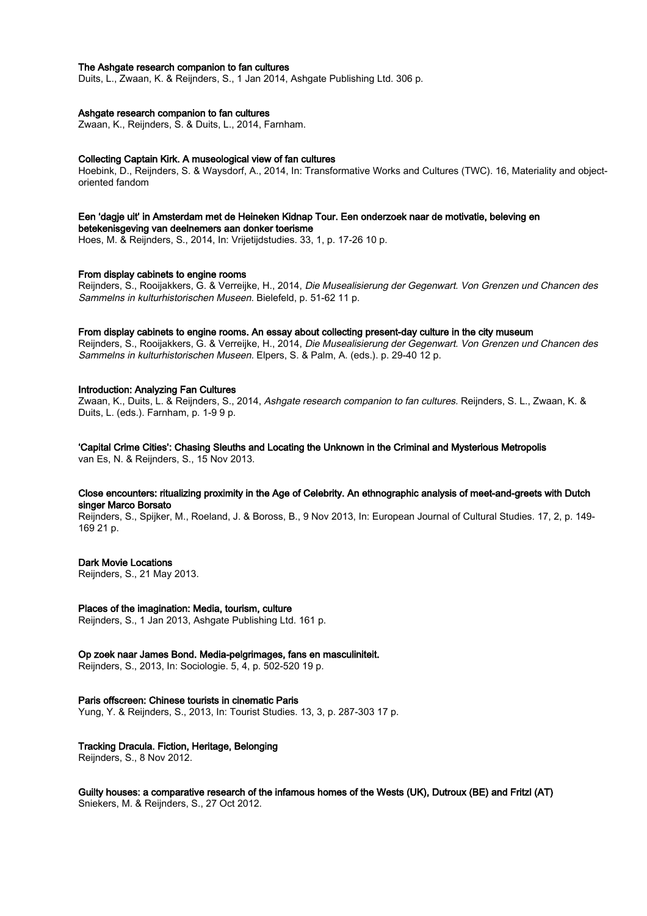**The Ashgate research companion to fan cultures**
Duits, L., Zwaan, K. & Reijnders, S., 1 Jan 2014, Ashgate Publishing Ltd. 306 p.

**Ashgate research companion to fan cultures**
Zwaan, K., Reijnders, S. & Duits, L., 2014, Farnham.

**Collecting Captain Kirk. A museological view of fan cultures**
Hoebink, D., Reijnders, S. & Waysdorf, A., 2014, In: Transformative Works and Cultures (TWC). 16, Materiality and object-oriented fandom

**Een 'dagje uit' in Amsterdam met de Heineken Kidnap Tour. Een onderzoek naar de motivatie, beleving en betekenisgeving van deelnemers aan donker toerisme**
Hoes, M. & Reijnders, S., 2014, In: Vrijetijdstudies. 33, 1, p. 17-26 10 p.

**From display cabinets to engine rooms**
Reijnders, S., Rooijakkers, G. & Verreijke, H., 2014, *Die Musealisierung der Gegenwart. Von Grenzen und Chancen des Sammelns in kulturhistorischen Museen.* Bielefeld, p. 51-62 11 p.

**From display cabinets to engine rooms. An essay about collecting present-day culture in the city museum**
Reijnders, S., Rooijakkers, G. & Verreijke, H., 2014, *Die Musealisierung der Gegenwart. Von Grenzen und Chancen des Sammelns in kulturhistorischen Museen.* Elpers, S. & Palm, A. (eds.). p. 29-40 12 p.

**Introduction: Analyzing Fan Cultures**
Zwaan, K., Duits, L. & Reijnders, S., 2014, *Ashgate research companion to fan cultures.* Reijnders, S. L., Zwaan, K. & Duits, L. (eds.). Farnham, p. 1-9 9 p.

**'Capital Crime Cities': Chasing Sleuths and Locating the Unknown in the Criminal and Mysterious Metropolis**
van Es, N. & Reijnders, S., 15 Nov 2013.

**Close encounters: ritualizing proximity in the Age of Celebrity. An ethnographic analysis of meet-and-greets with Dutch singer Marco Borsato**
Reijnders, S., Spijker, M., Roeland, J. & Boross, B., 9 Nov 2013, In: European Journal of Cultural Studies. 17, 2, p. 149-169 21 p.

**Dark Movie Locations**
Reijnders, S., 21 May 2013.

**Places of the imagination: Media, tourism, culture**
Reijnders, S., 1 Jan 2013, Ashgate Publishing Ltd. 161 p.

**Op zoek naar James Bond. Media-pelgrimages, fans en masculiniteit.**
Reijnders, S., 2013, In: Sociologie. 5, 4, p. 502-520 19 p.

**Paris offscreen: Chinese tourists in cinematic Paris**
Yung, Y. & Reijnders, S., 2013, In: Tourist Studies. 13, 3, p. 287-303 17 p.

**Tracking Dracula. Fiction, Heritage, Belonging**
Reijnders, S., 8 Nov 2012.

**Guilty houses: a comparative research of the infamous homes of the Wests (UK), Dutroux (BE) and Fritzl (AT)**
Sniekers, M. & Reijnders, S., 27 Oct 2012.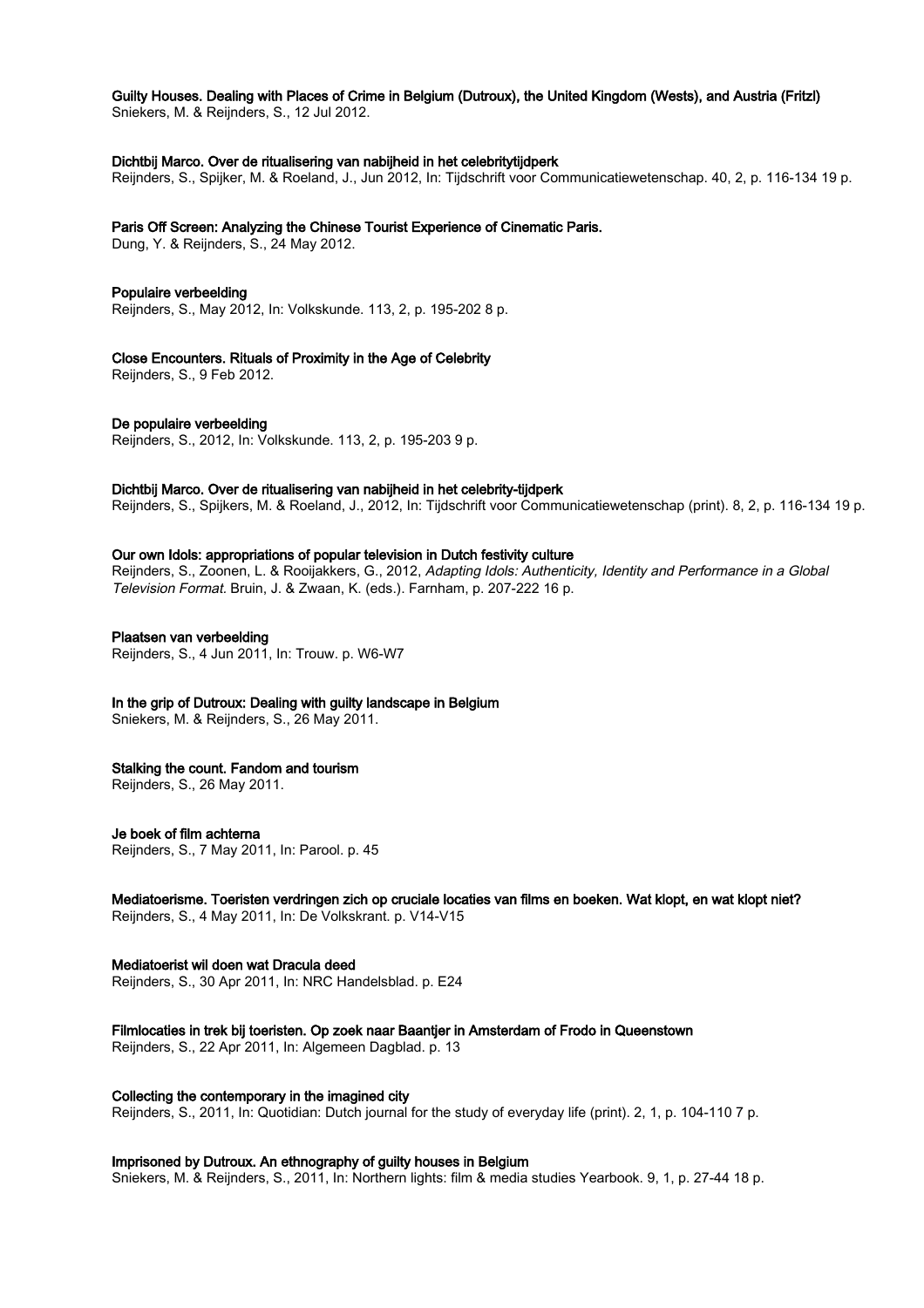**Guilty Houses. Dealing with Places of Crime in Belgium (Dutroux), the United Kingdom (Wests), and Austria (Fritzl)**
Sniekers, M. & Reijnders, S., 12 Jul 2012.

**Dichtbij Marco. Over de ritualisering van nabijheid in het celebritytijdperk**
Reijnders, S., Spijker, M. & Roeland, J., Jun 2012, In: Tijdschrift voor Communicatiewetenschap. 40, 2, p. 116-134 19 p.

**Paris Off Screen: Analyzing the Chinese Tourist Experience of Cinematic Paris.**
Dung, Y. & Reijnders, S., 24 May 2012.

**Populaire verbeelding**
Reijnders, S., May 2012, In: Volkskunde. 113, 2, p. 195-202 8 p.

**Close Encounters. Rituals of Proximity in the Age of Celebrity**
Reijnders, S., 9 Feb 2012.

**De populaire verbeelding**
Reijnders, S., 2012, In: Volkskunde. 113, 2, p. 195-203 9 p.

**Dichtbij Marco. Over de ritualisering van nabijheid in het celebrity-tijdperk**
Reijnders, S., Spijkers, M. & Roeland, J., 2012, In: Tijdschrift voor Communicatiewetenschap (print). 8, 2, p. 116-134 19 p.

**Our own Idols: appropriations of popular television in Dutch festivity culture**
Reijnders, S., Zoonen, L. & Rooijakkers, G., 2012, *Adapting Idols: Authenticity, Identity and Performance in a Global Television Format*. Bruin, J. & Zwaan, K. (eds.). Farnham, p. 207-222 16 p.

**Plaatsen van verbeelding**
Reijnders, S., 4 Jun 2011, In: Trouw. p. W6-W7

**In the grip of Dutroux: Dealing with guilty landscape in Belgium**
Sniekers, M. & Reijnders, S., 26 May 2011.

**Stalking the count. Fandom and tourism**
Reijnders, S., 26 May 2011.

**Je boek of film achterna**
Reijnders, S., 7 May 2011, In: Parool. p. 45

**Mediatoerisme. Toeristen verdringen zich op cruciale locaties van films en boeken. Wat klopt, en wat klopt niet?**
Reijnders, S., 4 May 2011, In: De Volkskrant. p. V14-V15

**Mediatoerist wil doen wat Dracula deed**
Reijnders, S., 30 Apr 2011, In: NRC Handelsblad. p. E24

**Filmlocaties in trek bij toeristen. Op zoek naar Baantjer in Amsterdam of Frodo in Queenstown**
Reijnders, S., 22 Apr 2011, In: Algemeen Dagblad. p. 13

**Collecting the contemporary in the imagined city**
Reijnders, S., 2011, In: Quotidian: Dutch journal for the study of everyday life (print). 2, 1, p. 104-110 7 p.

**Imprisoned by Dutroux. An ethnography of guilty houses in Belgium**
Sniekers, M. & Reijnders, S., 2011, In: Northern lights: film & media studies Yearbook. 9, 1, p. 27-44 18 p.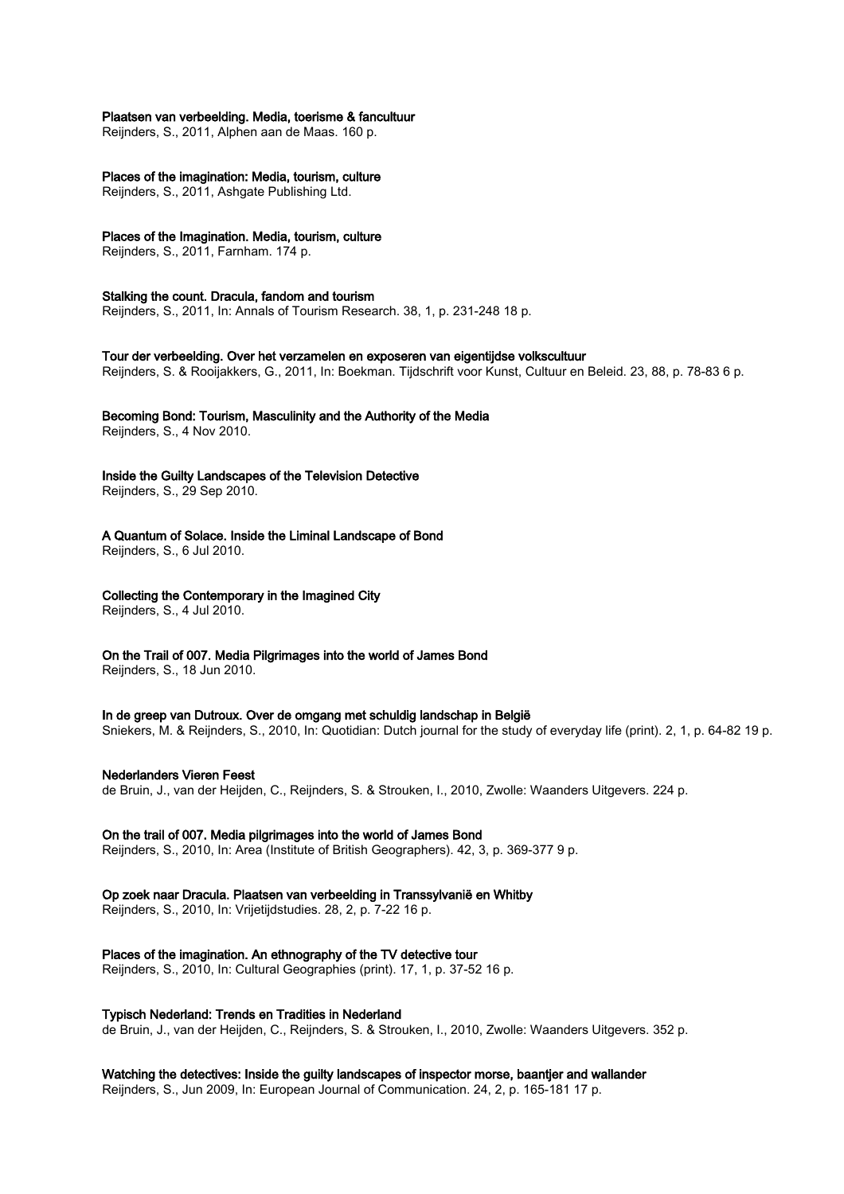**Plaatsen van verbeelding. Media, toerisme & fancultuur**
Reijnders, S., 2011, Alphen aan de Maas. 160 p.

**Places of the imagination: Media, tourism, culture**
Reijnders, S., 2011, Ashgate Publishing Ltd.

**Places of the Imagination. Media, tourism, culture**
Reijnders, S., 2011, Farnham. 174 p.

**Stalking the count. Dracula, fandom and tourism**
Reijnders, S., 2011, In: Annals of Tourism Research. 38, 1, p. 231-248 18 p.

**Tour der verbeelding. Over het verzamelen en exposeren van eigentijdse volkscultuur**
Reijnders, S. & Rooijakkers, G., 2011, In: Boekman. Tijdschrift voor Kunst, Cultuur en Beleid. 23, 88, p. 78-83 6 p.

**Becoming Bond: Tourism, Masculinity and the Authority of the Media**
Reijnders, S., 4 Nov 2010.

**Inside the Guilty Landscapes of the Television Detective**
Reijnders, S., 29 Sep 2010.

**A Quantum of Solace. Inside the Liminal Landscape of Bond**
Reijnders, S., 6 Jul 2010.

**Collecting the Contemporary in the Imagined City**
Reijnders, S., 4 Jul 2010.

**On the Trail of 007. Media Pilgrimages into the world of James Bond**
Reijnders, S., 18 Jun 2010.

**In de greep van Dutroux. Over de omgang met schuldig landschap in België**
Sniekers, M. & Reijnders, S., 2010, In: Quotidian: Dutch journal for the study of everyday life (print). 2, 1, p. 64-82 19 p.

**Nederlanders Vieren Feest**
de Bruin, J., van der Heijden, C., Reijnders, S. & Strouken, I., 2010, Zwolle: Waanders Uitgevers. 224 p.

**On the trail of 007. Media pilgrimages into the world of James Bond**
Reijnders, S., 2010, In: Area (Institute of British Geographers). 42, 3, p. 369-377 9 p.

**Op zoek naar Dracula. Plaatsen van verbeelding in Transsylvanië en Whitby**
Reijnders, S., 2010, In: Vrijetijdstudies. 28, 2, p. 7-22 16 p.

**Places of the imagination. An ethnography of the TV detective tour**
Reijnders, S., 2010, In: Cultural Geographies (print). 17, 1, p. 37-52 16 p.

**Typisch Nederland: Trends en Tradities in Nederland**
de Bruin, J., van der Heijden, C., Reijnders, S. & Strouken, I., 2010, Zwolle: Waanders Uitgevers. 352 p.

**Watching the detectives: Inside the guilty landscapes of inspector morse, baantjer and wallander**
Reijnders, S., Jun 2009, In: European Journal of Communication. 24, 2, p. 165-181 17 p.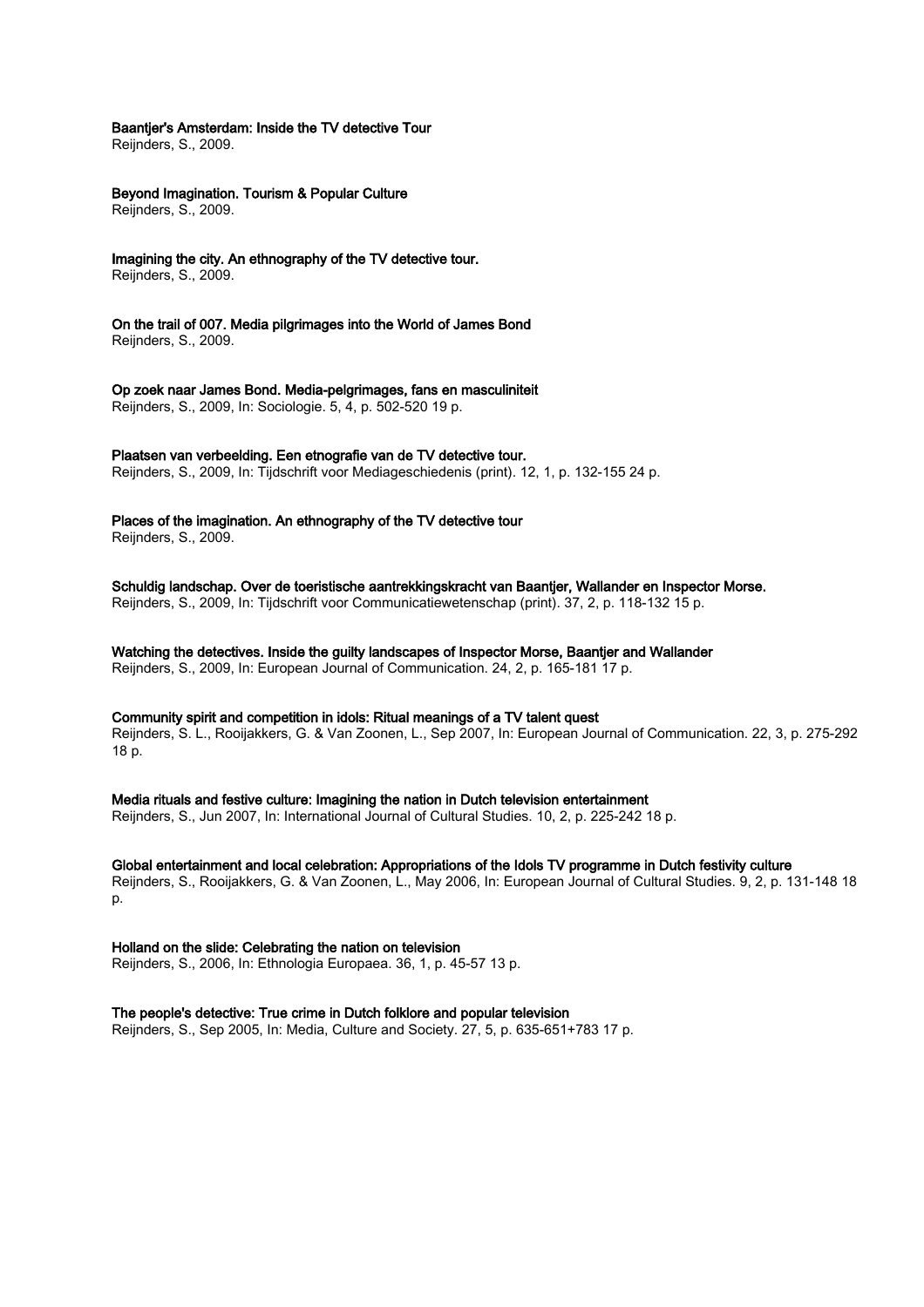**Baantjer's Amsterdam: Inside the TV detective Tour**
Reijnders, S., 2009.

**Beyond Imagination. Tourism & Popular Culture**
Reijnders, S., 2009.

**Imagining the city. An ethnography of the TV detective tour.**
Reijnders, S., 2009.

**On the trail of 007. Media pilgrimages into the World of James Bond**
Reijnders, S., 2009.

**Op zoek naar James Bond. Media-pelgrimages, fans en masculiniteit**
Reijnders, S., 2009, In: Sociologie. 5, 4, p. 502-520 19 p.

**Plaatsen van verbeelding. Een etnografie van de TV detective tour.**
Reijnders, S., 2009, In: Tijdschrift voor Mediageschiedenis (print). 12, 1, p. 132-155 24 p.

**Places of the imagination. An ethnography of the TV detective tour**
Reijnders, S., 2009.

**Schuldig landschap. Over de toeristische aantrekkingskracht van Baantjer, Wallander en Inspector Morse.**
Reijnders, S., 2009, In: Tijdschrift voor Communicatiewetenschap (print). 37, 2, p. 118-132 15 p.

**Watching the detectives. Inside the guilty landscapes of Inspector Morse, Baantjer and Wallander**
Reijnders, S., 2009, In: European Journal of Communication. 24, 2, p. 165-181 17 p.

**Community spirit and competition in idols: Ritual meanings of a TV talent quest**
Reijnders, S. L., Rooijakkers, G. & Van Zoonen, L., Sep 2007, In: European Journal of Communication. 22, 3, p. 275-292 18 p.

**Media rituals and festive culture: Imagining the nation in Dutch television entertainment**
Reijnders, S., Jun 2007, In: International Journal of Cultural Studies. 10, 2, p. 225-242 18 p.

**Global entertainment and local celebration: Appropriations of the Idols TV programme in Dutch festivity culture**
Reijnders, S., Rooijakkers, G. & Van Zoonen, L., May 2006, In: European Journal of Cultural Studies. 9, 2, p. 131-148 18 p.

**Holland on the slide: Celebrating the nation on television**
Reijnders, S., 2006, In: Ethnologia Europaea. 36, 1, p. 45-57 13 p.

**The people's detective: True crime in Dutch folklore and popular television**
Reijnders, S., Sep 2005, In: Media, Culture and Society. 27, 5, p. 635-651+783 17 p.